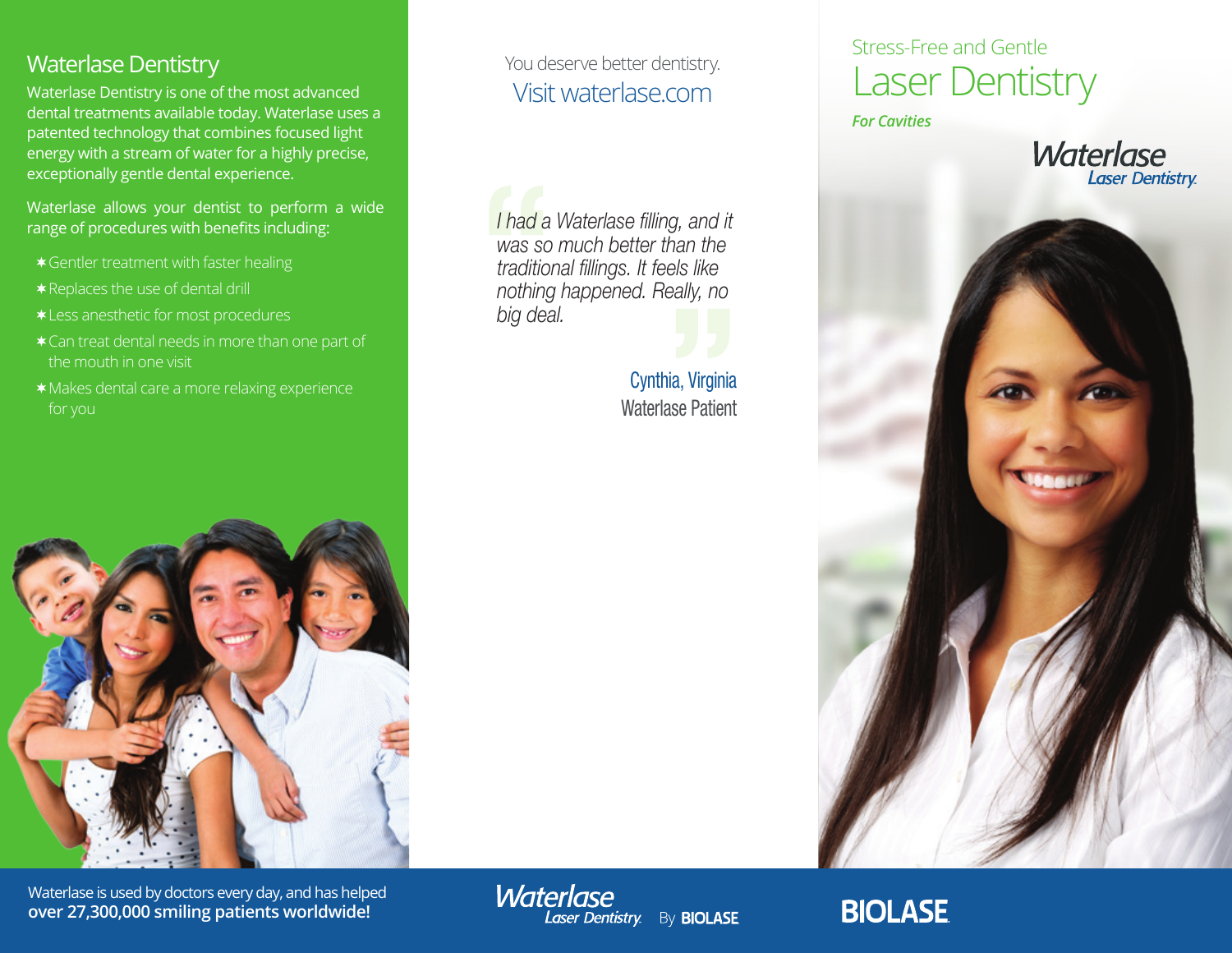## Waterlase Dentistry

Waterlase Dentistry is one of the most advanced dental treatments available today. Waterlase uses a patented technology that combines focused light energy with a stream of water for a highly precise, exceptionally gentle dental experience.

Waterlase allows your dentist to perform a wide range of procedures with benefits including:

- Gentler treatment with faster healing
- Replaces the use of dental drill
- Less anesthetic for most procedures
- Can treat dental needs in more than one part of the mouth in one visit
- Makes dental care a more relaxing experience for you

Waterlase is used by doctors every day, and has helped **over 27,300,000 smiling patients worldwide!**

You deserve better dentistry.
Visit waterlase.com

*I had a Waterlase filling, and it was so much better than the traditional fillings. It feels like nothing happened. Really, no big deal.*

Cynthia, Virginia
Waterlase Patient

Waterlase Laser Dentistry By BIOLASE

Stress-Free and Gentle

# Laser Dentistry

***For Cavities***

Waterlase Laser Dentistry

BIOLASE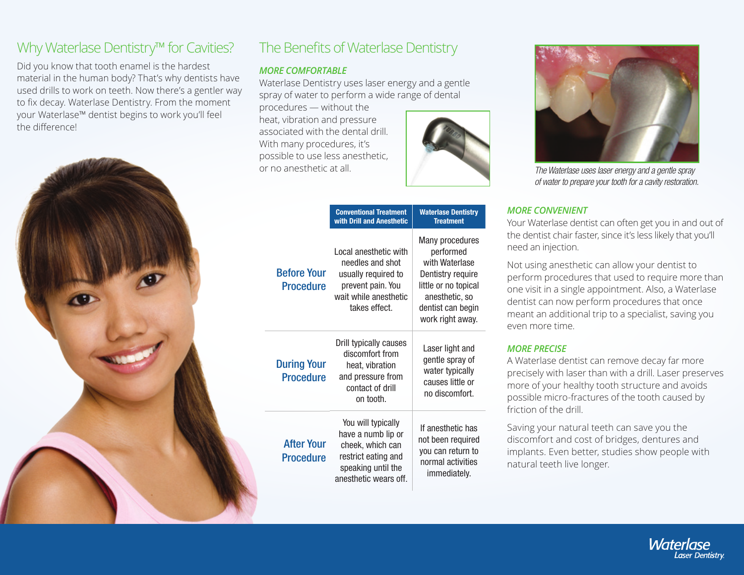## Why Waterlase Dentistry™ for Cavities?

Did you know that tooth enamel is the hardest material in the human body? That's why dentists have used drills to work on teeth. Now there's a gentler way to fix decay. Waterlase Dentistry. From the moment your Waterlase™ dentist begins to work you'll feel the difference!

## The Benefits of Waterlase Dentistry

### *MORE COMFORTABLE*

Waterlase Dentistry uses laser energy and a gentle spray of water to perform a wide range of dental procedures — without the heat, vibration and pressure associated with the dental drill. With many procedures, it's possible to use less anesthetic, or no anesthetic at all.

| | Conventional Treatment with Drill and Anesthetic | Waterlase Dentistry Treatment |
|---|---|---|
| Before Your Procedure | Local anesthetic with needles and shot usually required to prevent pain. You wait while anesthetic takes effect. | Many procedures performed with Waterlase Dentistry require little or no topical anesthetic, so dentist can begin work right away. |
| During Your Procedure | Drill typically causes discomfort from heat, vibration and pressure from contact of drill on tooth. | Laser light and gentle spray of water typically causes little or no discomfort. |
| After Your Procedure | You will typically have a numb lip or cheek, which can restrict eating and speaking until the anesthetic wears off. | If anesthetic has not been required you can return to normal activities immediately. |

*The Waterlase uses laser energy and a gentle spray of water to prepare your tooth for a cavity restoration.*

### *MORE CONVENIENT*

Your Waterlase dentist can often get you in and out of the dentist chair faster, since it's less likely that you'll need an injection.

Not using anesthetic can allow your dentist to perform procedures that used to require more than one visit in a single appointment. Also, a Waterlase dentist can now perform procedures that once meant an additional trip to a specialist, saving you even more time.

### *MORE PRECISE*

A Waterlase dentist can remove decay far more precisely with laser than with a drill. Laser preserves more of your healthy tooth structure and avoids possible micro-fractures of the tooth caused by friction of the drill.

Saving your natural teeth can save you the discomfort and cost of bridges, dentures and implants. Even better, studies show people with natural teeth live longer.

Waterlase Laser Dentistry